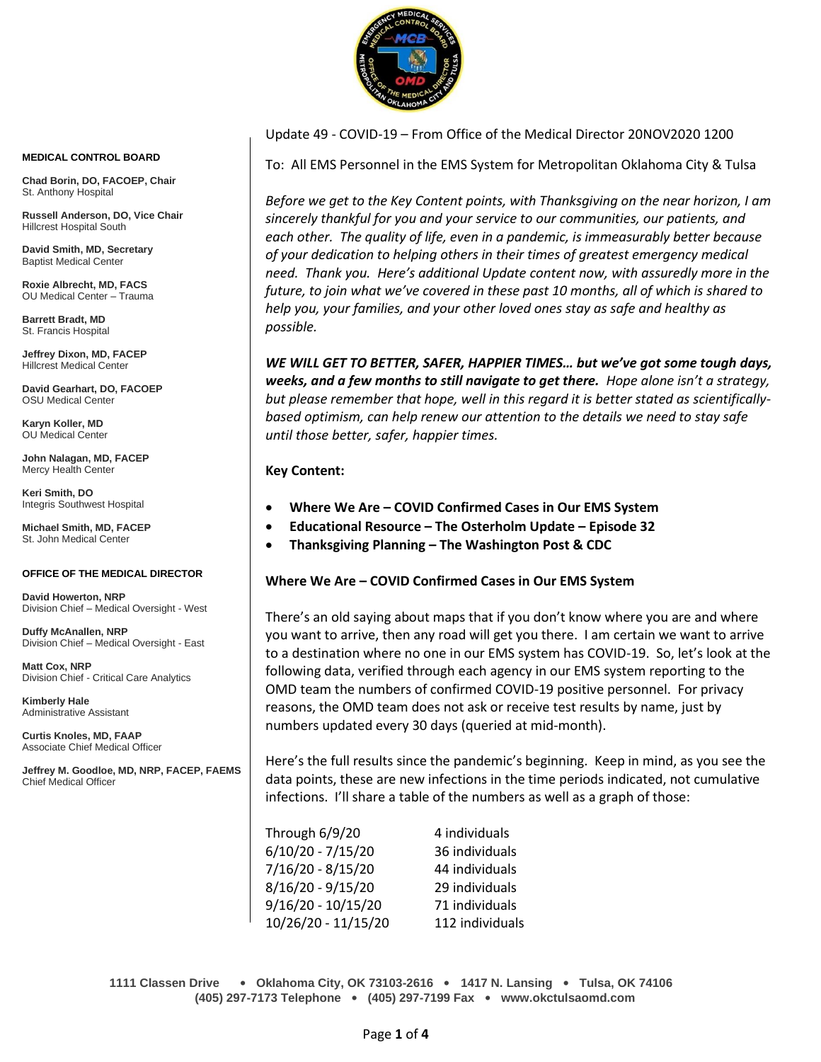**MEDICAL CONTROL BOARD**

**Chad Borin, DO, FACOEP, Chair**
St. Anthony Hospital

**Russell Anderson, DO, Vice Chair**
Hillcrest Hospital South

**David Smith, MD, Secretary**
Baptist Medical Center

**Roxie Albrecht, MD, FACS**
OU Medical Center – Trauma

**Barrett Bradt, MD**
St. Francis Hospital

**Jeffrey Dixon, MD, FACEP**
Hillcrest Medical Center

**David Gearhart, DO, FACOEP**
OSU Medical Center

**Karyn Koller, MD**
OU Medical Center

**John Nalagan, MD, FACEP**
Mercy Health Center

**Keri Smith, DO**
Integris Southwest Hospital

**Michael Smith, MD, FACEP**
St. John Medical Center

**OFFICE OF THE MEDICAL DIRECTOR**

**David Howerton, NRP**
Division Chief – Medical Oversight - West

**Duffy McAnallen, NRP**
Division Chief – Medical Oversight - East

**Matt Cox, NRP**
Division Chief - Critical Care Analytics

**Kimberly Hale**
Administrative Assistant

**Curtis Knoles, MD, FAAP**
Associate Chief Medical Officer

**Jeffrey M. Goodloe, MD, NRP, FACEP, FAEMS**
Chief Medical Officer

Update 49 - COVID-19 – From Office of the Medical Director 20NOV2020 1200

To: All EMS Personnel in the EMS System for Metropolitan Oklahoma City & Tulsa

*Before we get to the Key Content points, with Thanksgiving on the near horizon, I am sincerely thankful for you and your service to our communities, our patients, and each other. The quality of life, even in a pandemic, is immeasurably better because of your dedication to helping others in their times of greatest emergency medical need. Thank you. Here's additional Update content now, with assuredly more in the future, to join what we've covered in these past 10 months, all of which is shared to help you, your families, and your other loved ones stay as safe and healthy as possible.*

***WE WILL GET TO BETTER, SAFER, HAPPIER TIMES… but we've got some tough days, weeks, and a few months to still navigate to get there.*** *Hope alone isn't a strategy, but please remember that hope, well in this regard it is better stated as scientifically-based optimism, can help renew our attention to the details we need to stay safe until those better, safer, happier times.*

**Key Content:**

- **Where We Are – COVID Confirmed Cases in Our EMS System**
- **Educational Resource – The Osterholm Update – Episode 32**
- **Thanksgiving Planning – The Washington Post & CDC**

**Where We Are – COVID Confirmed Cases in Our EMS System**

There's an old saying about maps that if you don't know where you are and where you want to arrive, then any road will get you there. I am certain we want to arrive to a destination where no one in our EMS system has COVID-19. So, let's look at the following data, verified through each agency in our EMS system reporting to the OMD team the numbers of confirmed COVID-19 positive personnel. For privacy reasons, the OMD team does not ask or receive test results by name, just by numbers updated every 30 days (queried at mid-month).

Here's the full results since the pandemic's beginning. Keep in mind, as you see the data points, these are new infections in the time periods indicated, not cumulative infections. I'll share a table of the numbers as well as a graph of those:

| | |
|---|---|
| Through 6/9/20 | 4 individuals |
| 6/10/20 - 7/15/20 | 36 individuals |
| 7/16/20 - 8/15/20 | 44 individuals |
| 8/16/20 - 9/15/20 | 29 individuals |
| 9/16/20 - 10/15/20 | 71 individuals |
| 10/26/20 - 11/15/20 | 112 individuals |

1111 Classen Drive • Oklahoma City, OK 73103-2616 • 1417 N. Lansing • Tulsa, OK 74106
(405) 297-7173 Telephone • (405) 297-7199 Fax • www.okctulsaomd.com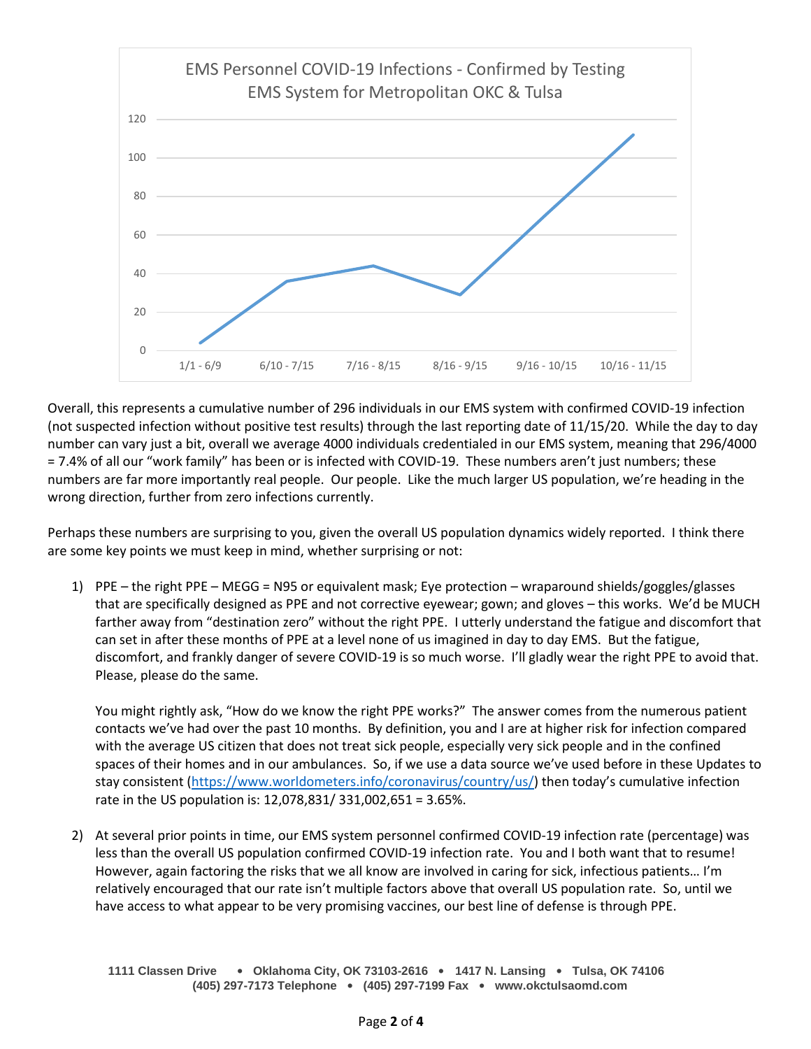EMS Personnel COVID-19 Infections - Confirmed by Testing
EMS System for Metropolitan OKC & Tulsa

Overall, this represents a cumulative number of 296 individuals in our EMS system with confirmed COVID-19 infection (not suspected infection without positive test results) through the last reporting date of 11/15/20. While the day to day number can vary just a bit, overall we average 4000 individuals credentialed in our EMS system, meaning that 296/4000 = 7.4% of all our "work family" has been or is infected with COVID-19. These numbers aren't just numbers; these numbers are far more importantly real people. Our people. Like the much larger US population, we're heading in the wrong direction, further from zero infections currently.

Perhaps these numbers are surprising to you, given the overall US population dynamics widely reported. I think there are some key points we must keep in mind, whether surprising or not:

1) PPE – the right PPE – MEGG = N95 or equivalent mask; Eye protection – wraparound shields/goggles/glasses that are specifically designed as PPE and not corrective eyewear; gown; and gloves – this works. We'd be MUCH farther away from "destination zero" without the right PPE. I utterly understand the fatigue and discomfort that can set in after these months of PPE at a level none of us imagined in day to day EMS. But the fatigue, discomfort, and frankly danger of severe COVID-19 is so much worse. I'll gladly wear the right PPE to avoid that. Please, please do the same.

   You might rightly ask, "How do we know the right PPE works?" The answer comes from the numerous patient contacts we've had over the past 10 months. By definition, you and I are at higher risk for infection compared with the average US citizen that does not treat sick people, especially very sick people and in the confined spaces of their homes and in our ambulances. So, if we use a data source we've used before in these Updates to stay consistent (https://www.worldometers.info/coronavirus/country/us/) then today's cumulative infection rate in the US population is: 12,078,831/ 331,002,651 = 3.65%.

2) At several prior points in time, our EMS system personnel confirmed COVID-19 infection rate (percentage) was less than the overall US population confirmed COVID-19 infection rate. You and I both want that to resume! However, again factoring the risks that we all know are involved in caring for sick, infectious patients… I'm relatively encouraged that our rate isn't multiple factors above that overall US population rate. So, until we have access to what appear to be very promising vaccines, our best line of defense is through PPE.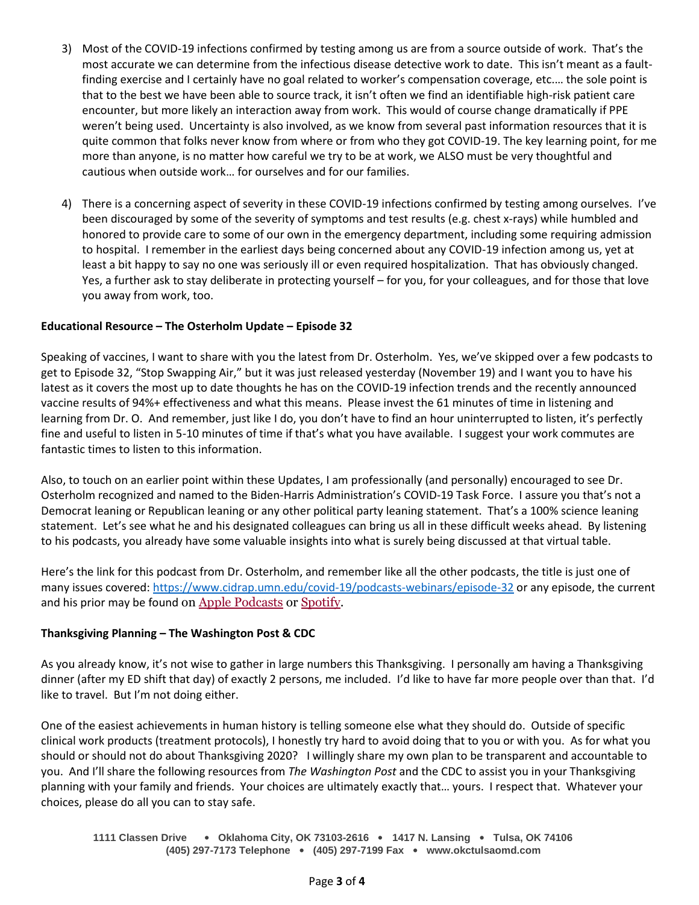3) Most of the COVID-19 infections confirmed by testing among us are from a source outside of work. That's the most accurate we can determine from the infectious disease detective work to date. This isn't meant as a fault-finding exercise and I certainly have no goal related to worker's compensation coverage, etc.… the sole point is that to the best we have been able to source track, it isn't often we find an identifiable high-risk patient care encounter, but more likely an interaction away from work. This would of course change dramatically if PPE weren't being used. Uncertainty is also involved, as we know from several past information resources that it is quite common that folks never know from where or from who they got COVID-19. The key learning point, for me more than anyone, is no matter how careful we try to be at work, we ALSO must be very thoughtful and cautious when outside work… for ourselves and for our families.

4) There is a concerning aspect of severity in these COVID-19 infections confirmed by testing among ourselves. I've been discouraged by some of the severity of symptoms and test results (e.g. chest x-rays) while humbled and honored to provide care to some of our own in the emergency department, including some requiring admission to hospital. I remember in the earliest days being concerned about any COVID-19 infection among us, yet at least a bit happy to say no one was seriously ill or even required hospitalization. That has obviously changed. Yes, a further ask to stay deliberate in protecting yourself – for you, for your colleagues, and for those that love you away from work, too.

**Educational Resource – The Osterholm Update – Episode 32**

Speaking of vaccines, I want to share with you the latest from Dr. Osterholm. Yes, we've skipped over a few podcasts to get to Episode 32, "Stop Swapping Air," but it was just released yesterday (November 19) and I want you to have his latest as it covers the most up to date thoughts he has on the COVID-19 infection trends and the recently announced vaccine results of 94%+ effectiveness and what this means. Please invest the 61 minutes of time in listening and learning from Dr. O. And remember, just like I do, you don't have to find an hour uninterrupted to listen, it's perfectly fine and useful to listen in 5-10 minutes of time if that's what you have available. I suggest your work commutes are fantastic times to listen to this information.

Also, to touch on an earlier point within these Updates, I am professionally (and personally) encouraged to see Dr. Osterholm recognized and named to the Biden-Harris Administration's COVID-19 Task Force. I assure you that's not a Democrat leaning or Republican leaning or any other political party leaning statement. That's a 100% science leaning statement. Let's see what he and his designated colleagues can bring us all in these difficult weeks ahead. By listening to his podcasts, you already have some valuable insights into what is surely being discussed at that virtual table.

Here's the link for this podcast from Dr. Osterholm, and remember like all the other podcasts, the title is just one of many issues covered: https://www.cidrap.umn.edu/covid-19/podcasts-webinars/episode-32 or any episode, the current and his prior may be found on Apple Podcasts or Spotify.

**Thanksgiving Planning – The Washington Post & CDC**

As you already know, it's not wise to gather in large numbers this Thanksgiving. I personally am having a Thanksgiving dinner (after my ED shift that day) of exactly 2 persons, me included. I'd like to have far more people over than that. I'd like to travel. But I'm not doing either.

One of the easiest achievements in human history is telling someone else what they should do. Outside of specific clinical work products (treatment protocols), I honestly try hard to avoid doing that to you or with you. As for what you should or should not do about Thanksgiving 2020? I willingly share my own plan to be transparent and accountable to you. And I'll share the following resources from *The Washington Post* and the CDC to assist you in your Thanksgiving planning with your family and friends. Your choices are ultimately exactly that… yours. I respect that. Whatever your choices, please do all you can to stay safe.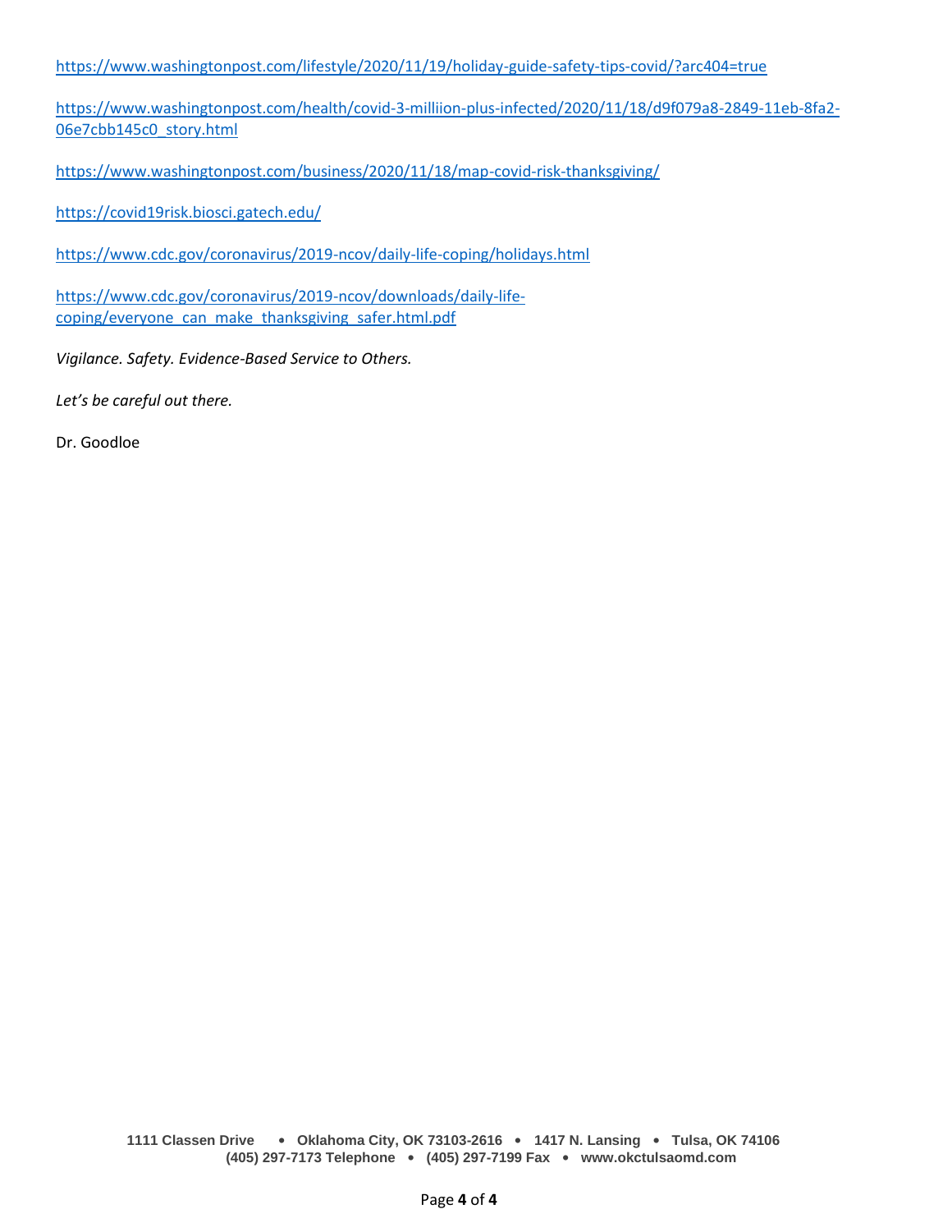https://www.washingtonpost.com/lifestyle/2020/11/19/holiday-guide-safety-tips-covid/?arc404=true

https://www.washingtonpost.com/health/covid-3-milliion-plus-infected/2020/11/18/d9f079a8-2849-11eb-8fa2-06e7cbb145c0_story.html

https://www.washingtonpost.com/business/2020/11/18/map-covid-risk-thanksgiving/

https://covid19risk.biosci.gatech.edu/

https://www.cdc.gov/coronavirus/2019-ncov/daily-life-coping/holidays.html

https://www.cdc.gov/coronavirus/2019-ncov/downloads/daily-life-coping/everyone_can_make_thanksgiving_safer.html.pdf

*Vigilance. Safety. Evidence-Based Service to Others.*

*Let's be careful out there.*

Dr. Goodloe